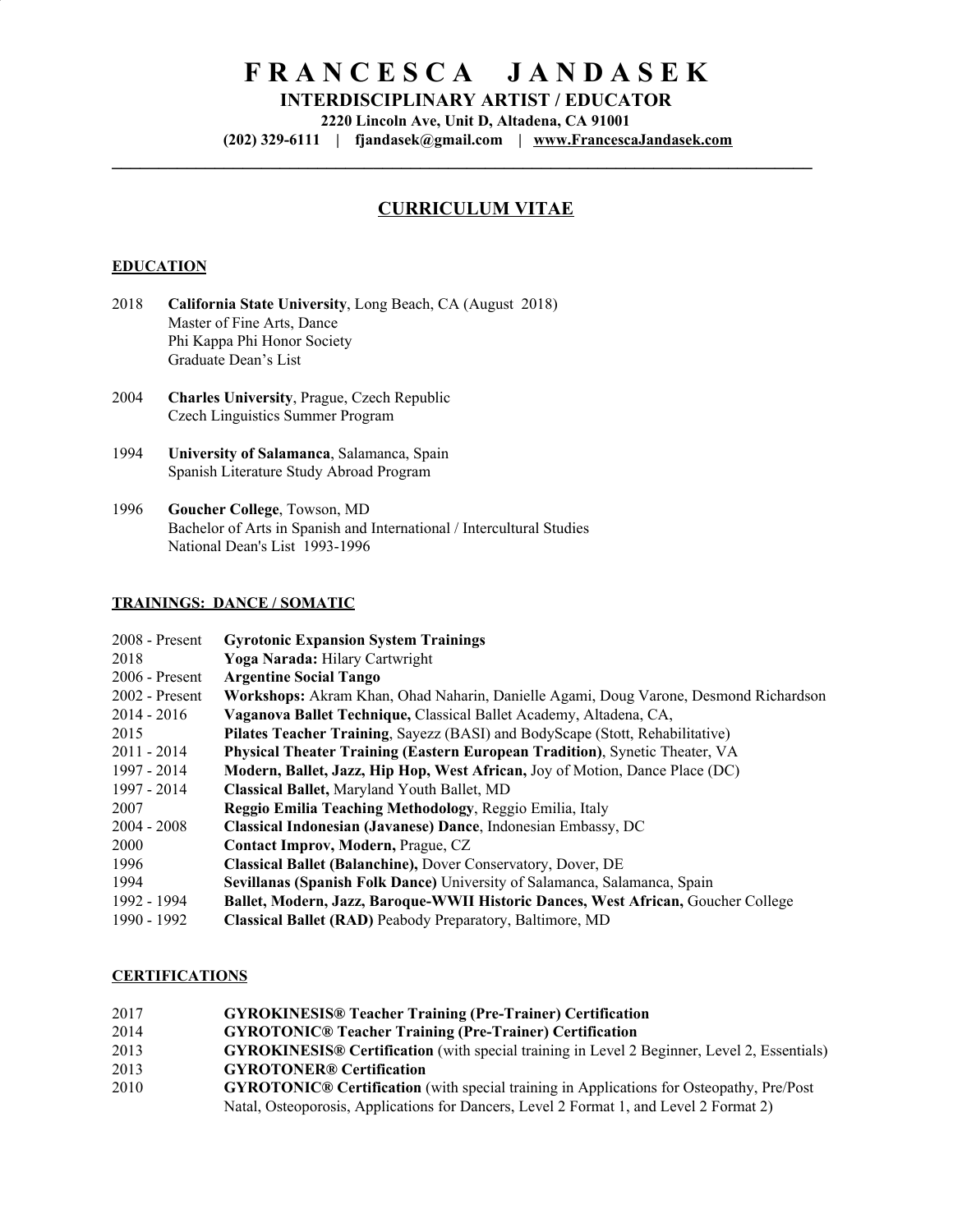# FRANCESCA JANDASEK

**INTERDISCIPLINARY ARTIST / EDUCATOR**

**2220 Lincoln Ave, Unit D, Altadena, CA 91001**

**(202) 329-6111 | fjandasek@gmail.com | www.FrancescaJandasek.com**

---

## CURRICULUM VITAE

### EDUCATION

2018 **California State University**, Long Beach, CA (August 2018)
Master of Fine Arts, Dance
Phi Kappa Phi Honor Society
Graduate Dean's List

2004 **Charles University**, Prague, Czech Republic
Czech Linguistics Summer Program

1994 **University of Salamanca**, Salamanca, Spain
Spanish Literature Study Abroad Program

1996 **Goucher College**, Towson, MD
Bachelor of Arts in Spanish and International / Intercultural Studies
National Dean's List 1993-1996

### TRAININGS: DANCE / SOMATIC

2008 - Present **Gyrotonic Expansion System Trainings**
2018 **Yoga Narada:** Hilary Cartwright
2006 - Present **Argentine Social Tango**
2002 - Present **Workshops:** Akram Khan, Ohad Naharin, Danielle Agami, Doug Varone, Desmond Richardson
2014 - 2016 **Vaganova Ballet Technique,** Classical Ballet Academy, Altadena, CA,
2015 **Pilates Teacher Training**, Sayezz (BASI) and BodyScape (Stott, Rehabilitative)
2011 - 2014 **Physical Theater Training (Eastern European Tradition)**, Synetic Theater, VA
1997 - 2014 **Modern, Ballet, Jazz, Hip Hop, West African,** Joy of Motion, Dance Place (DC)
1997 - 2014 **Classical Ballet,** Maryland Youth Ballet, MD
2007 **Reggio Emilia Teaching Methodology**, Reggio Emilia, Italy
2004 - 2008 **Classical Indonesian (Javanese) Dance**, Indonesian Embassy, DC
2000 **Contact Improv, Modern,** Prague, CZ
1996 **Classical Ballet (Balanchine),** Dover Conservatory, Dover, DE
1994 **Sevillanas (Spanish Folk Dance)** University of Salamanca, Salamanca, Spain
1992 - 1994 **Ballet, Modern, Jazz, Baroque-WWII Historic Dances, West African,** Goucher College
1990 - 1992 **Classical Ballet (RAD)** Peabody Preparatory, Baltimore, MD

### CERTIFICATIONS

2017 **GYROKINESIS® Teacher Training (Pre-Trainer) Certification**
2014 **GYROTONIC® Teacher Training (Pre-Trainer) Certification**
2013 **GYROKINESIS® Certification** (with special training in Level 2 Beginner, Level 2, Essentials)
2013 **GYROTONER® Certification**
2010 **GYROTONIC® Certification** (with special training in Applications for Osteopathy, Pre/Post Natal, Osteoporosis, Applications for Dancers, Level 2 Format 1, and Level 2 Format 2)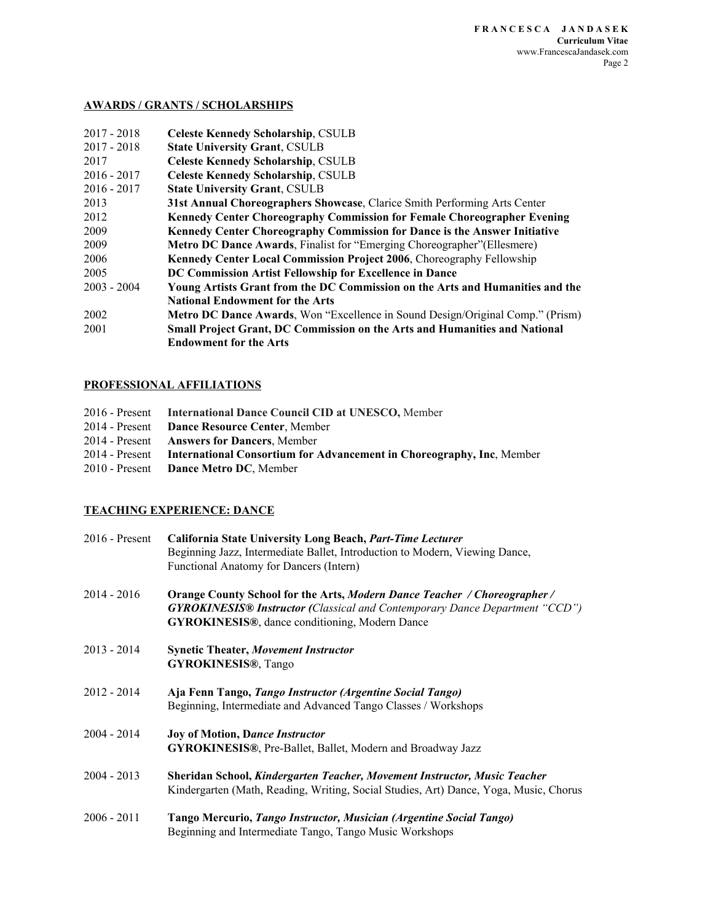## AWARDS / GRANTS / SCHOLARSHIPS

- 2017 - 2018 **Celeste Kennedy Scholarship**, CSULB
- 2017 - 2018 **State University Grant**, CSULB
- 2017 **Celeste Kennedy Scholarship**, CSULB
- 2016 - 2017 **Celeste Kennedy Scholarship**, CSULB
- 2016 - 2017 **State University Grant**, CSULB
- 2013 **31st Annual Choreographers Showcase**, Clarice Smith Performing Arts Center
- 2012 **Kennedy Center Choreography Commission for Female Choreographer Evening**
- 2009 **Kennedy Center Choreography Commission for Dance is the Answer Initiative**
- 2009 **Metro DC Dance Awards**, Finalist for "Emerging Choreographer"(Ellesmere)
- 2006 **Kennedy Center Local Commission Project 2006**, Choreography Fellowship
- 2005 **DC Commission Artist Fellowship for Excellence in Dance**
- 2003 - 2004 **Young Artists Grant from the DC Commission on the Arts and Humanities and the National Endowment for the Arts**
- 2002 **Metro DC Dance Awards**, Won "Excellence in Sound Design/Original Comp." (Prism)
- 2001 **Small Project Grant, DC Commission on the Arts and Humanities and National Endowment for the Arts**

## PROFESSIONAL AFFILIATIONS

- 2016 - Present **International Dance Council CID at UNESCO,** Member
- 2014 - Present **Dance Resource Center**, Member
- 2014 - Present **Answers for Dancers**, Member
- 2014 - Present **International Consortium for Advancement in Choreography, Inc**, Member
- 2010 - Present **Dance Metro DC**, Member

## TEACHING EXPERIENCE: DANCE

2016 - Present **California State University Long Beach, *Part-Time Lecturer***
Beginning Jazz, Intermediate Ballet, Introduction to Modern, Viewing Dance, Functional Anatomy for Dancers (Intern)

2014 - 2016 **Orange County School for the Arts, *Modern Dance Teacher / Choreographer / GYROKINESIS® Instructor (****Classical and Contemporary Dance Department "CCD")*
**GYROKINESIS®**, dance conditioning, Modern Dance

2013 - 2014 **Synetic Theater, *Movement Instructor***
**GYROKINESIS®**, Tango

2012 - 2014 **Aja Fenn Tango, *Tango Instructor (Argentine Social Tango)***
Beginning, Intermediate and Advanced Tango Classes / Workshops

2004 - 2014 **Joy of Motion, D*ance Instructor***
**GYROKINESIS®**, Pre-Ballet, Ballet, Modern and Broadway Jazz

2004 - 2013 **Sheridan School, *Kindergarten Teacher, Movement Instructor, Music Teacher***
Kindergarten (Math, Reading, Writing, Social Studies, Art) Dance, Yoga, Music, Chorus

2006 - 2011 **Tango Mercurio, *Tango Instructor, Musician (Argentine Social Tango)***
Beginning and Intermediate Tango, Tango Music Workshops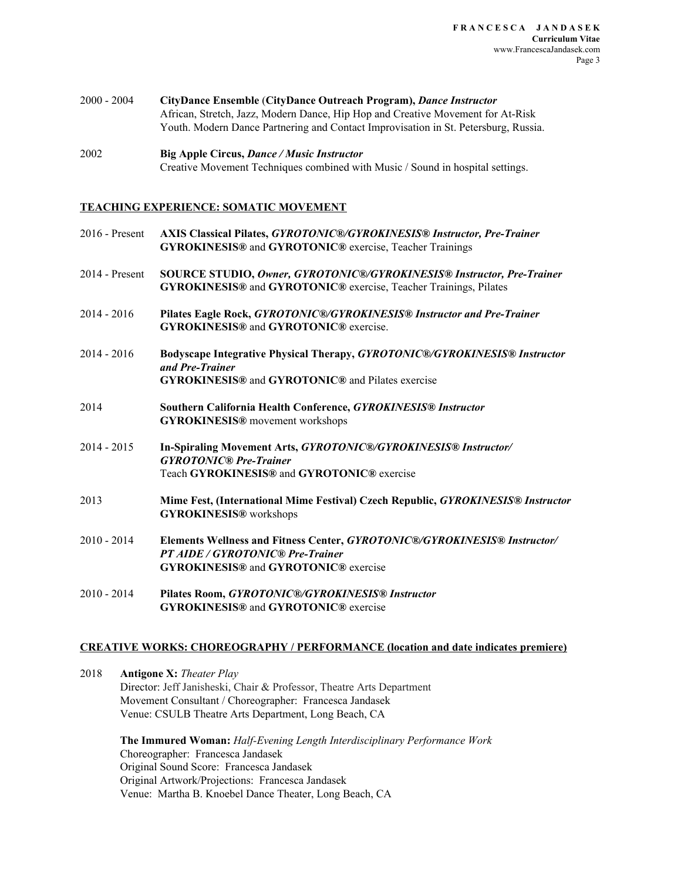2000 - 2004 **CityDance Ensemble (CityDance Outreach Program),** ***Dance Instructor***
African, Stretch, Jazz, Modern Dance, Hip Hop and Creative Movement for At-Risk Youth. Modern Dance Partnering and Contact Improvisation in St. Petersburg, Russia.

2002 **Big Apple Circus,** ***Dance / Music Instructor***
Creative Movement Techniques combined with Music / Sound in hospital settings.

## TEACHING EXPERIENCE: SOMATIC MOVEMENT

2016 - Present **AXIS Classical Pilates,** ***GYROTONIC®/GYROKINESIS® Instructor, Pre-Trainer***
**GYROKINESIS®** and **GYROTONIC®** exercise, Teacher Trainings

2014 - Present **SOURCE STUDIO,** ***Owner, GYROTONIC®/GYROKINESIS® Instructor, Pre-Trainer***
**GYROKINESIS®** and **GYROTONIC®** exercise, Teacher Trainings, Pilates

2014 - 2016 **Pilates Eagle Rock,** ***GYROTONIC®/GYROKINESIS® Instructor and Pre-Trainer***
**GYROKINESIS®** and **GYROTONIC®** exercise.

2014 - 2016 **Bodyscape Integrative Physical Therapy,** ***GYROTONIC®/GYROKINESIS® Instructor and Pre-Trainer***
**GYROKINESIS®** and **GYROTONIC®** and Pilates exercise

2014 **Southern California Health Conference,** ***GYROKINESIS® Instructor***
**GYROKINESIS®** movement workshops

2014 - 2015 **In-Spiraling Movement Arts,** ***GYROTONIC®/GYROKINESIS® Instructor/ GYROTONIC® Pre-Trainer***
Teach **GYROKINESIS®** and **GYROTONIC®** exercise

2013 **Mime Fest, (International Mime Festival) Czech Republic,** ***GYROKINESIS® Instructor***
**GYROKINESIS®** workshops

2010 - 2014 **Elements Wellness and Fitness Center,** ***GYROTONIC®/GYROKINESIS® Instructor/ PT AIDE / GYROTONIC® Pre-Trainer***
**GYROKINESIS®** and **GYROTONIC®** exercise

2010 - 2014 **Pilates Room,** ***GYROTONIC®/GYROKINESIS® Instructor***
**GYROKINESIS®** and **GYROTONIC®** exercise

## CREATIVE WORKS: CHOREOGRAPHY / PERFORMANCE (location and date indicates premiere)

2018 **Antigone X:** *Theater Play*
Director: Jeff Janisheski, Chair & Professor, Theatre Arts Department
Movement Consultant / Choreographer: Francesca Jandasek
Venue: CSULB Theatre Arts Department, Long Beach, CA

**The Immured Woman:** *Half-Evening Length Interdisciplinary Performance Work*
Choreographer: Francesca Jandasek
Original Sound Score: Francesca Jandasek
Original Artwork/Projections: Francesca Jandasek
Venue: Martha B. Knoebel Dance Theater, Long Beach, CA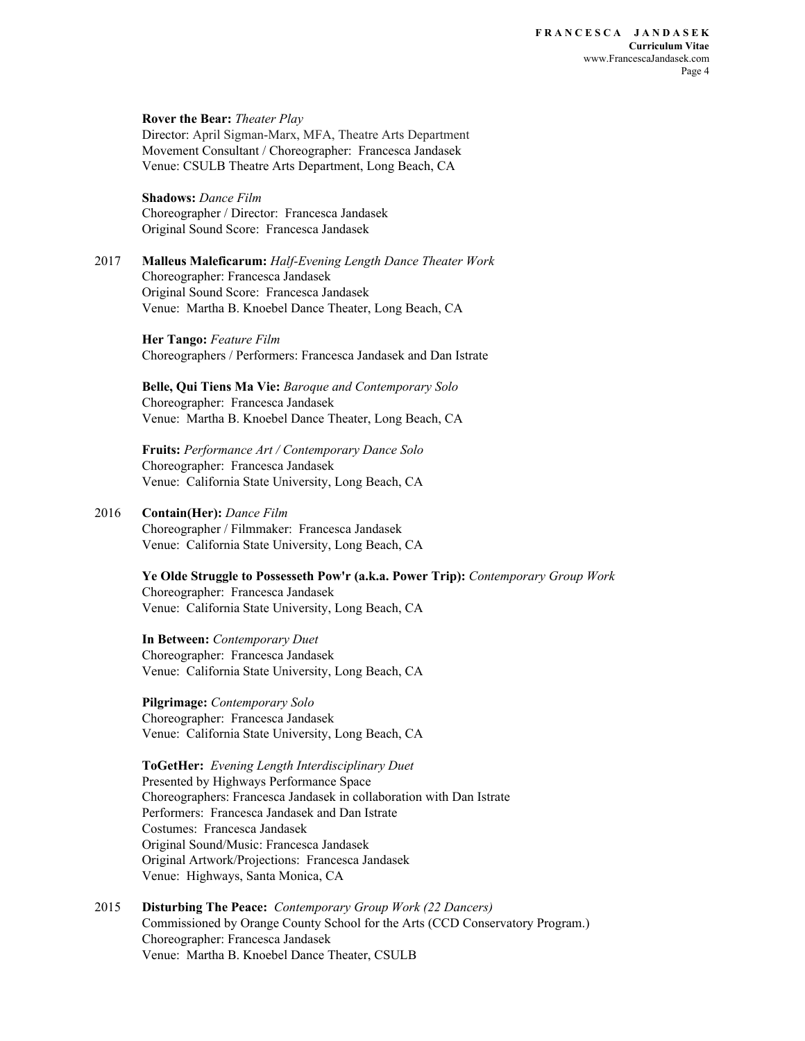**Rover the Bear:** *Theater Play*
Director: April Sigman-Marx, MFA, Theatre Arts Department
Movement Consultant / Choreographer: Francesca Jandasek
Venue: CSULB Theatre Arts Department, Long Beach, CA

**Shadows:** *Dance Film*
Choreographer / Director: Francesca Jandasek
Original Sound Score: Francesca Jandasek

2017 **Malleus Maleficarum:** *Half-Evening Length Dance Theater Work*
Choreographer: Francesca Jandasek
Original Sound Score: Francesca Jandasek
Venue: Martha B. Knoebel Dance Theater, Long Beach, CA

**Her Tango:** *Feature Film*
Choreographers / Performers: Francesca Jandasek and Dan Istrate

**Belle, Qui Tiens Ma Vie:** *Baroque and Contemporary Solo*
Choreographer: Francesca Jandasek
Venue: Martha B. Knoebel Dance Theater, Long Beach, CA

**Fruits:** *Performance Art / Contemporary Dance Solo*
Choreographer: Francesca Jandasek
Venue: California State University, Long Beach, CA

2016 **Contain(Her):** *Dance Film*
Choreographer / Filmmaker: Francesca Jandasek
Venue: California State University, Long Beach, CA

**Ye Olde Struggle to Possesseth Pow'r (a.k.a. Power Trip):** *Contemporary Group Work*
Choreographer: Francesca Jandasek
Venue: California State University, Long Beach, CA

**In Between:** *Contemporary Duet*
Choreographer: Francesca Jandasek
Venue: California State University, Long Beach, CA

**Pilgrimage:** *Contemporary Solo*
Choreographer: Francesca Jandasek
Venue: California State University, Long Beach, CA

**ToGetHer:** *Evening Length Interdisciplinary Duet*
Presented by Highways Performance Space
Choreographers: Francesca Jandasek in collaboration with Dan Istrate
Performers: Francesca Jandasek and Dan Istrate
Costumes: Francesca Jandasek
Original Sound/Music: Francesca Jandasek
Original Artwork/Projections: Francesca Jandasek
Venue: Highways, Santa Monica, CA

2015 **Disturbing The Peace:** *Contemporary Group Work (22 Dancers)*
Commissioned by Orange County School for the Arts (CCD Conservatory Program.)
Choreographer: Francesca Jandasek
Venue: Martha B. Knoebel Dance Theater, CSULB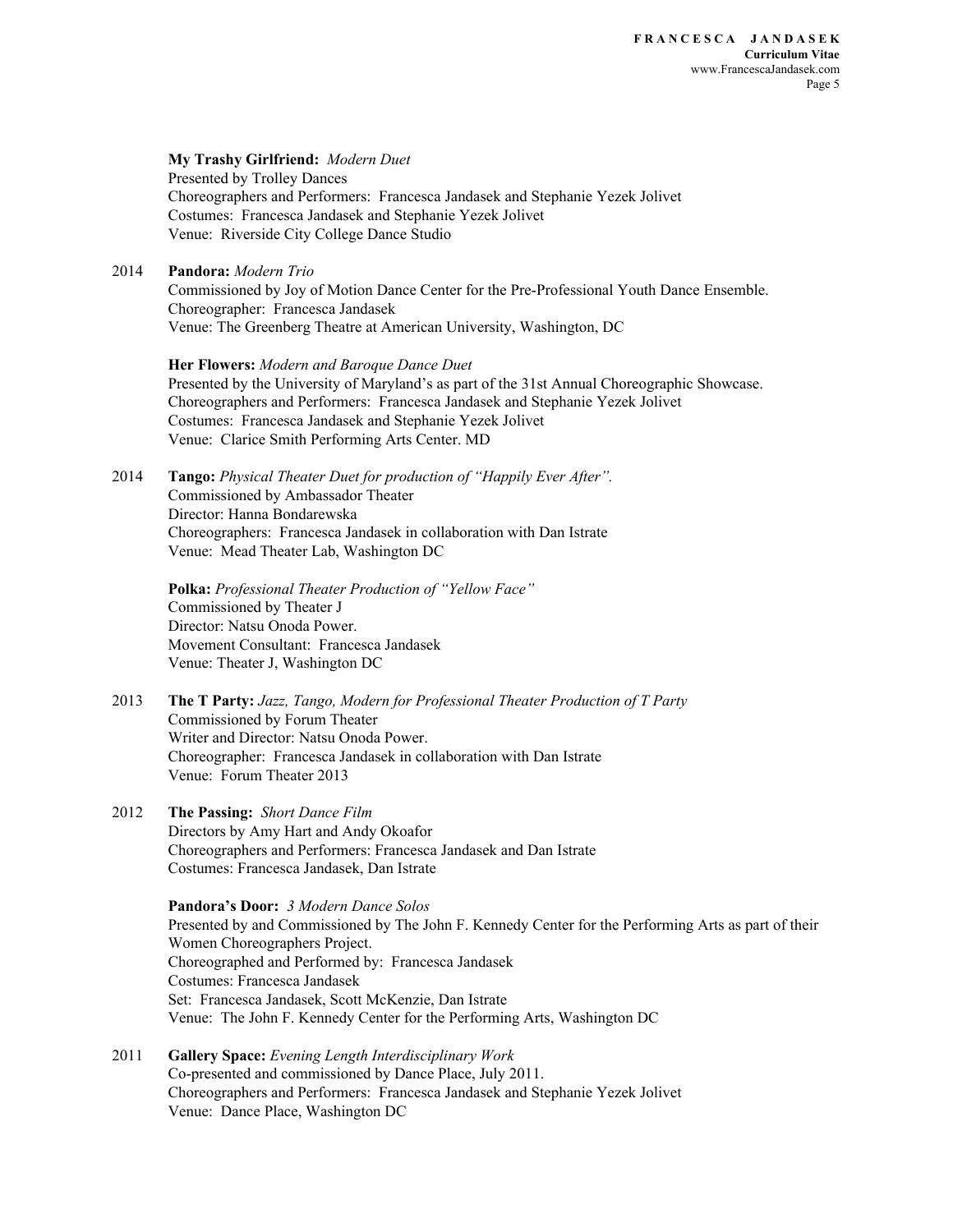**My Trashy Girlfriend:** *Modern Duet*
Presented by Trolley Dances
Choreographers and Performers: Francesca Jandasek and Stephanie Yezek Jolivet
Costumes: Francesca Jandasek and Stephanie Yezek Jolivet
Venue: Riverside City College Dance Studio

2014 **Pandora:** *Modern Trio*
Commissioned by Joy of Motion Dance Center for the Pre-Professional Youth Dance Ensemble.
Choreographer: Francesca Jandasek
Venue: The Greenberg Theatre at American University, Washington, DC

**Her Flowers:** *Modern and Baroque Dance Duet*
Presented by the University of Maryland's as part of the 31st Annual Choreographic Showcase.
Choreographers and Performers: Francesca Jandasek and Stephanie Yezek Jolivet
Costumes: Francesca Jandasek and Stephanie Yezek Jolivet
Venue: Clarice Smith Performing Arts Center. MD

2014 **Tango:** *Physical Theater Duet for production of "Happily Ever After".*
Commissioned by Ambassador Theater
Director: Hanna Bondarewska
Choreographers: Francesca Jandasek in collaboration with Dan Istrate
Venue: Mead Theater Lab, Washington DC

**Polka:** *Professional Theater Production of "Yellow Face"*
Commissioned by Theater J
Director: Natsu Onoda Power.
Movement Consultant: Francesca Jandasek
Venue: Theater J, Washington DC

2013 **The T Party:** *Jazz, Tango, Modern for Professional Theater Production of T Party*
Commissioned by Forum Theater
Writer and Director: Natsu Onoda Power.
Choreographer: Francesca Jandasek in collaboration with Dan Istrate
Venue: Forum Theater 2013

2012 **The Passing:** *Short Dance Film*
Directors by Amy Hart and Andy Okoafor
Choreographers and Performers: Francesca Jandasek and Dan Istrate
Costumes: Francesca Jandasek, Dan Istrate

**Pandora's Door:** *3 Modern Dance Solos*
Presented by and Commissioned by The John F. Kennedy Center for the Performing Arts as part of their Women Choreographers Project.
Choreographed and Performed by: Francesca Jandasek
Costumes: Francesca Jandasek
Set: Francesca Jandasek, Scott McKenzie, Dan Istrate
Venue: The John F. Kennedy Center for the Performing Arts, Washington DC

2011 **Gallery Space:** *Evening Length Interdisciplinary Work*
Co-presented and commissioned by Dance Place, July 2011.
Choreographers and Performers: Francesca Jandasek and Stephanie Yezek Jolivet
Venue: Dance Place, Washington DC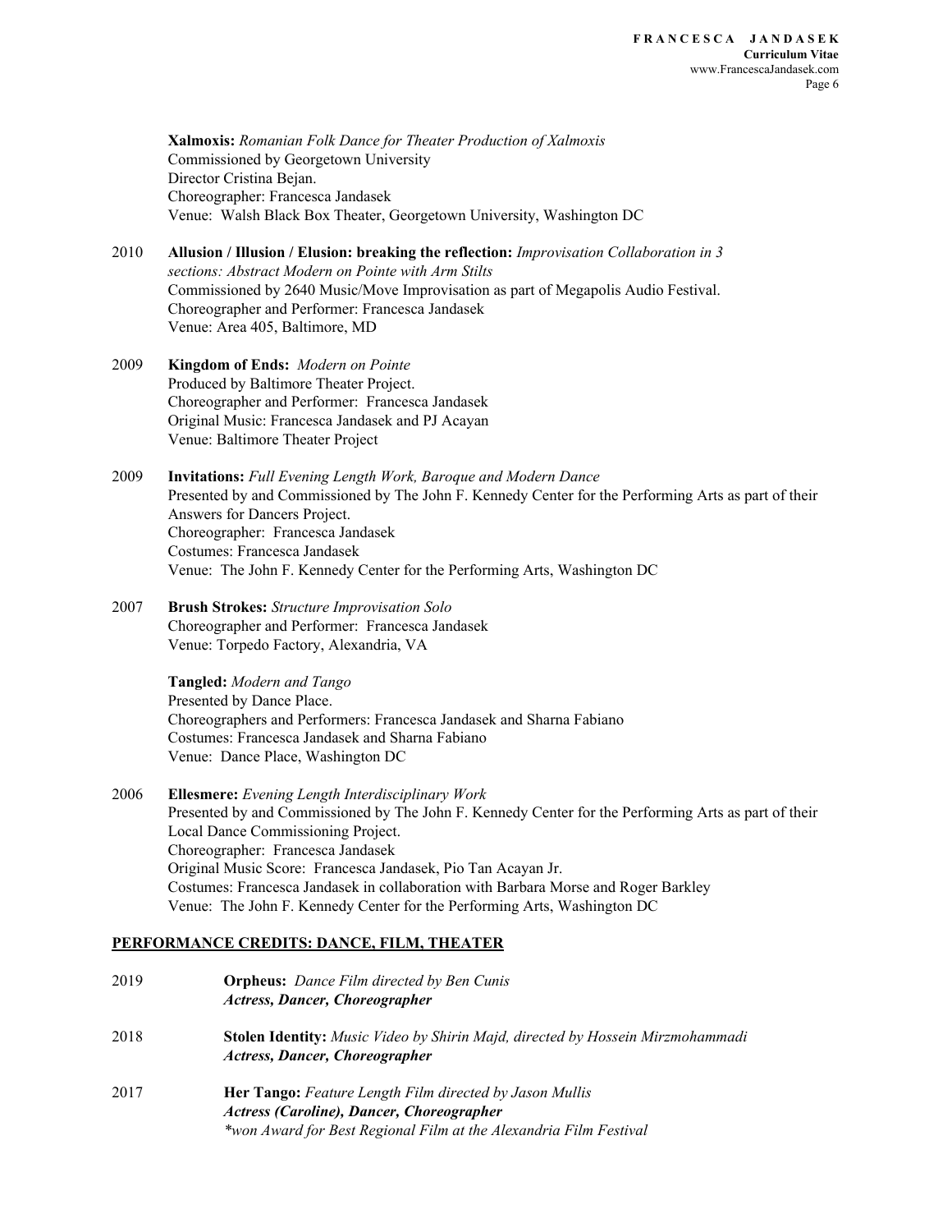**Xalmoxis:** *Romanian Folk Dance for Theater Production of Xalmoxis*
Commissioned by Georgetown University
Director Cristina Bejan.
Choreographer: Francesca Jandasek
Venue: Walsh Black Box Theater, Georgetown University, Washington DC

2010 **Allusion / Illusion / Elusion: breaking the reflection:** *Improvisation Collaboration in 3 sections: Abstract Modern on Pointe with Arm Stilts*
Commissioned by 2640 Music/Move Improvisation as part of Megapolis Audio Festival.
Choreographer and Performer: Francesca Jandasek
Venue: Area 405, Baltimore, MD

2009 **Kingdom of Ends:** *Modern on Pointe*
Produced by Baltimore Theater Project.
Choreographer and Performer: Francesca Jandasek
Original Music: Francesca Jandasek and PJ Acayan
Venue: Baltimore Theater Project

2009 **Invitations:** *Full Evening Length Work, Baroque and Modern Dance*
Presented by and Commissioned by The John F. Kennedy Center for the Performing Arts as part of their Answers for Dancers Project.
Choreographer: Francesca Jandasek
Costumes: Francesca Jandasek
Venue: The John F. Kennedy Center for the Performing Arts, Washington DC

2007 **Brush Strokes:** *Structure Improvisation Solo*
Choreographer and Performer: Francesca Jandasek
Venue: Torpedo Factory, Alexandria, VA

**Tangled:** *Modern and Tango*
Presented by Dance Place.
Choreographers and Performers: Francesca Jandasek and Sharna Fabiano
Costumes: Francesca Jandasek and Sharna Fabiano
Venue: Dance Place, Washington DC

2006 **Ellesmere:** *Evening Length Interdisciplinary Work*
Presented by and Commissioned by The John F. Kennedy Center for the Performing Arts as part of their Local Dance Commissioning Project.
Choreographer: Francesca Jandasek
Original Music Score: Francesca Jandasek, Pio Tan Acayan Jr.
Costumes: Francesca Jandasek in collaboration with Barbara Morse and Roger Barkley
Venue: The John F. Kennedy Center for the Performing Arts, Washington DC

## PERFORMANCE CREDITS: DANCE, FILM, THEATER

2019 **Orpheus:** *Dance Film directed by Ben Cunis*
***Actress, Dancer, Choreographer***

2018 **Stolen Identity:** *Music Video by Shirin Majd, directed by Hossein Mirzmohammadi*
***Actress, Dancer, Choreographer***

2017 **Her Tango:** *Feature Length Film directed by Jason Mullis*
***Actress (Caroline), Dancer, Choreographer***
*\*won Award for Best Regional Film at the Alexandria Film Festival*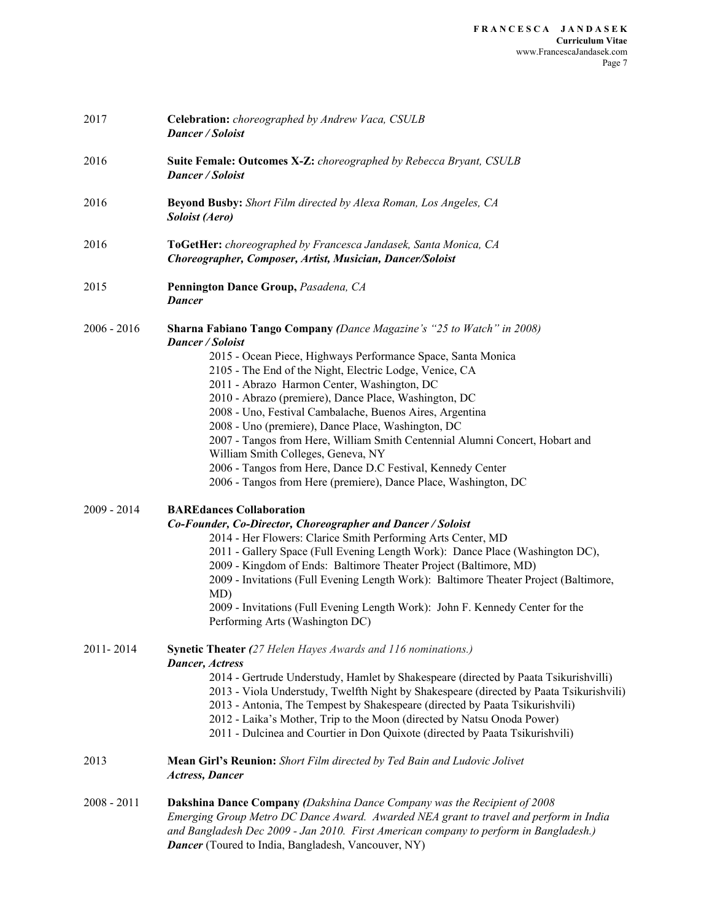2017 **Celebration:** *choreographed by Andrew Vaca, CSULB*
***Dancer / Soloist***

2016 **Suite Female: Outcomes X-Z:** *choreographed by Rebecca Bryant, CSULB*
***Dancer / Soloist***

2016 **Beyond Busby:** *Short Film directed by Alexa Roman, Los Angeles, CA*
***Soloist (Aero)***

2016 **ToGetHer:** *choreographed by Francesca Jandasek, Santa Monica, CA*
***Choreographer, Composer, Artist, Musician, Dancer/Soloist***

2015 **Pennington Dance Group,** *Pasadena, CA*
***Dancer***

2006 - 2016 **Sharna Fabiano Tango Company** *(Dance Magazine's "25 to Watch" in 2008)*
***Dancer / Soloist***

- 2015 - Ocean Piece, Highways Performance Space, Santa Monica
- 2105 - The End of the Night, Electric Lodge, Venice, CA
- 2011 - Abrazo Harmon Center, Washington, DC
- 2010 - Abrazo (premiere), Dance Place, Washington, DC
- 2008 - Uno, Festival Cambalache, Buenos Aires, Argentina
- 2008 - Uno (premiere), Dance Place, Washington, DC
- 2007 - Tangos from Here, William Smith Centennial Alumni Concert, Hobart and William Smith Colleges, Geneva, NY
- 2006 - Tangos from Here, Dance D.C Festival, Kennedy Center
- 2006 - Tangos from Here (premiere), Dance Place, Washington, DC

2009 - 2014 **BAREdances Collaboration**
***Co-Founder, Co-Director, Choreographer and Dancer / Soloist***

- 2014 - Her Flowers: Clarice Smith Performing Arts Center, MD
- 2011 - Gallery Space (Full Evening Length Work): Dance Place (Washington DC),
- 2009 - Kingdom of Ends: Baltimore Theater Project (Baltimore, MD)
- 2009 - Invitations (Full Evening Length Work): Baltimore Theater Project (Baltimore, MD)
- 2009 - Invitations (Full Evening Length Work): John F. Kennedy Center for the Performing Arts (Washington DC)

2011- 2014 **Synetic Theater** *(27 Helen Hayes Awards and 116 nominations.)*
***Dancer, Actress***

- 2014 - Gertrude Understudy, Hamlet by Shakespeare (directed by Paata Tsikurishvilli)
- 2013 - Viola Understudy, Twelfth Night by Shakespeare (directed by Paata Tsikurishvili)
- 2013 - Antonia, The Tempest by Shakespeare (directed by Paata Tsikurishvili)
- 2012 - Laika's Mother, Trip to the Moon (directed by Natsu Onoda Power)
- 2011 - Dulcinea and Courtier in Don Quixote (directed by Paata Tsikurishvili)

2013 **Mean Girl's Reunion:** *Short Film directed by Ted Bain and Ludovic Jolivet*
***Actress, Dancer***

2008 - 2011 **Dakshina Dance Company** *(Dakshina Dance Company was the Recipient of 2008 Emerging Group Metro DC Dance Award. Awarded NEA grant to travel and perform in India and Bangladesh Dec 2009 - Jan 2010. First American company to perform in Bangladesh.)*
***Dancer*** (Toured to India, Bangladesh, Vancouver, NY)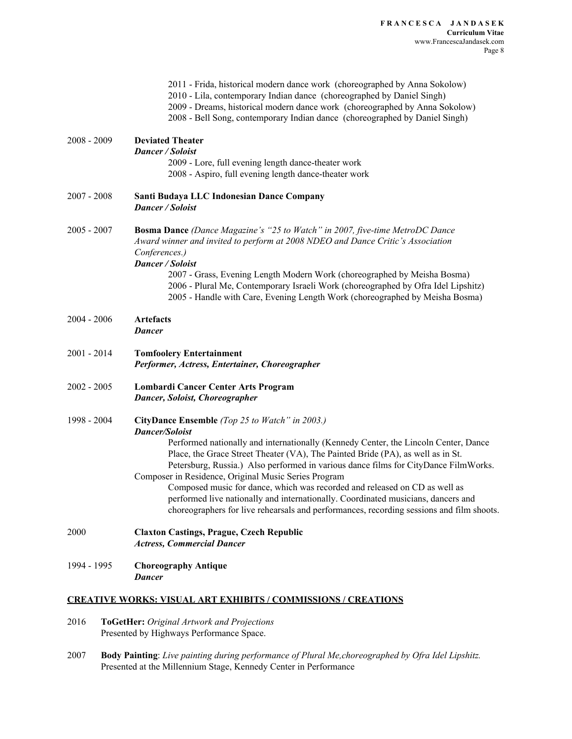2011 - Frida, historical modern dance work (choreographed by Anna Sokolow)
2010 - Lila, contemporary Indian dance (choreographed by Daniel Singh)
2009 - Dreams, historical modern dance work (choreographed by Anna Sokolow)
2008 - Bell Song, contemporary Indian dance (choreographed by Daniel Singh)

2008 - 2009 **Deviated Theater**
***Dancer / Soloist***
2009 - Lore, full evening length dance-theater work
2008 - Aspiro, full evening length dance-theater work

2007 - 2008 **Santi Budaya LLC Indonesian Dance Company**
***Dancer / Soloist***

2005 - 2007 **Bosma Dance** *(Dance Magazine's "25 to Watch" in 2007, five-time MetroDC Dance Award winner and invited to perform at 2008 NDEO and Dance Critic's Association Conferences.)*
***Dancer / Soloist***
2007 - Grass, Evening Length Modern Work (choreographed by Meisha Bosma)
2006 - Plural Me, Contemporary Israeli Work (choreographed by Ofra Idel Lipshitz)
2005 - Handle with Care, Evening Length Work (choreographed by Meisha Bosma)

2004 - 2006 **Artefacts**
***Dancer***

2001 - 2014 **Tomfoolery Entertainment**
***Performer, Actress, Entertainer, Choreographer***

2002 - 2005 **Lombardi Cancer Center Arts Program**
***Dancer, Soloist, Choreographer***

1998 - 2004 **CityDance Ensemble** *(Top 25 to Watch" in 2003.)*
***Dancer/Soloist***
Performed nationally and internationally (Kennedy Center, the Lincoln Center, Dance Place, the Grace Street Theater (VA), The Painted Bride (PA), as well as in St. Petersburg, Russia.) Also performed in various dance films for CityDance FilmWorks.
Composer in Residence, Original Music Series Program
Composed music for dance, which was recorded and released on CD as well as performed live nationally and internationally. Coordinated musicians, dancers and choreographers for live rehearsals and performances, recording sessions and film shoots.

2000 **Claxton Castings, Prague, Czech Republic**
***Actress, Commercial Dancer***

1994 - 1995 **Choreography Antique**
***Dancer***

## CREATIVE WORKS: VISUAL ART EXHIBITS / COMMISSIONS / CREATIONS

2016 **ToGetHer:** *Original Artwork and Projections*
Presented by Highways Performance Space.

2007 **Body Painting**: *Live painting during performance of Plural Me,choreographed by Ofra Idel Lipshitz.*
Presented at the Millennium Stage, Kennedy Center in Performance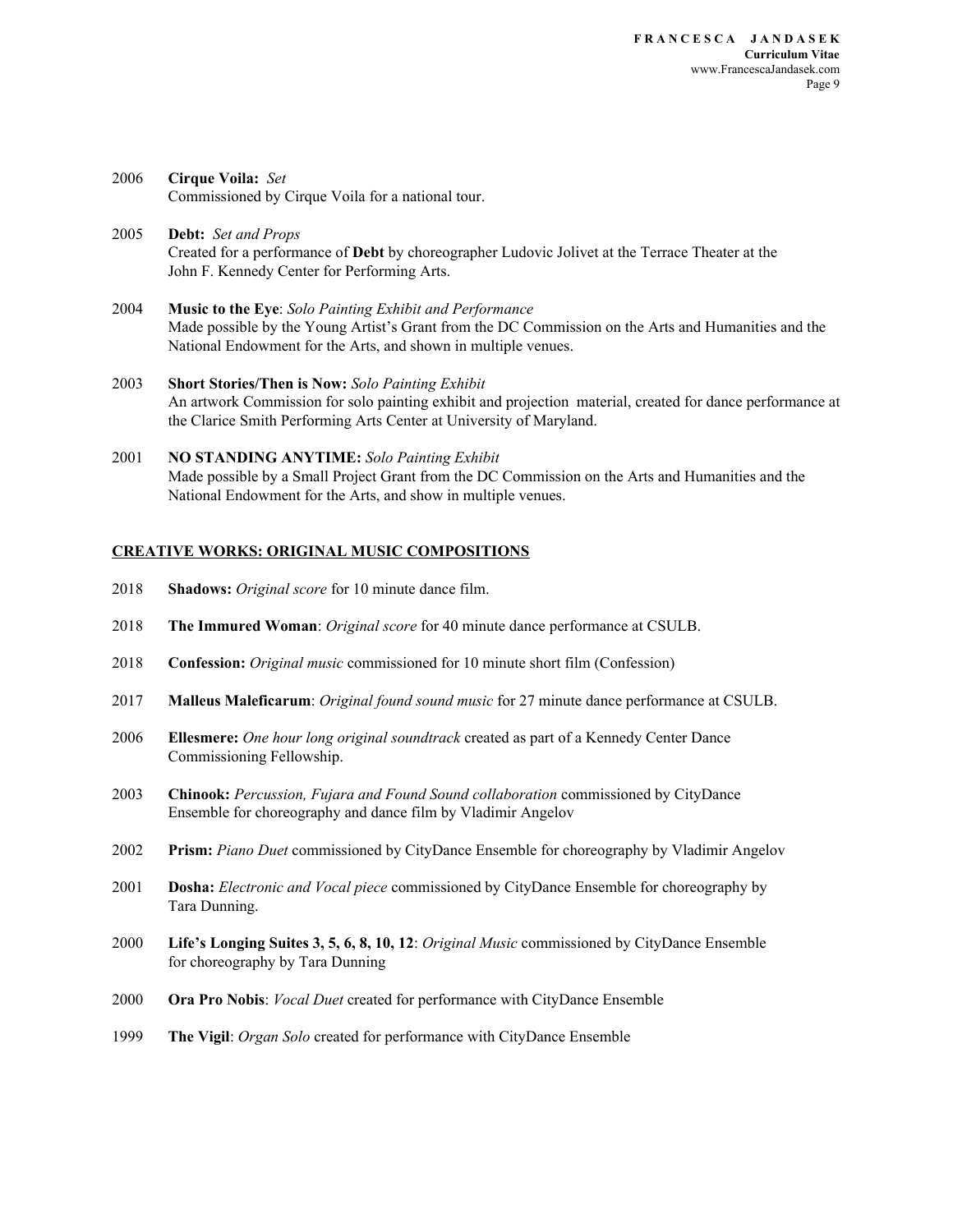2006 **Cirque Voila:** *Set*
Commissioned by Cirque Voila for a national tour.

2005 **Debt:** *Set and Props*
Created for a performance of **Debt** by choreographer Ludovic Jolivet at the Terrace Theater at the John F. Kennedy Center for Performing Arts.

2004 **Music to the Eye**: *Solo Painting Exhibit and Performance*
Made possible by the Young Artist's Grant from the DC Commission on the Arts and Humanities and the National Endowment for the Arts, and shown in multiple venues.

2003 **Short Stories/Then is Now:** *Solo Painting Exhibit*
An artwork Commission for solo painting exhibit and projection material, created for dance performance at the Clarice Smith Performing Arts Center at University of Maryland.

2001 **NO STANDING ANYTIME:** *Solo Painting Exhibit*
Made possible by a Small Project Grant from the DC Commission on the Arts and Humanities and the National Endowment for the Arts, and show in multiple venues.

## CREATIVE WORKS: ORIGINAL MUSIC COMPOSITIONS

2018 **Shadows:** *Original score* for 10 minute dance film.

2018 **The Immured Woman**: *Original score* for 40 minute dance performance at CSULB.

2018 **Confession:** *Original music* commissioned for 10 minute short film (Confession)

2017 **Malleus Maleficarum**: *Original found sound music* for 27 minute dance performance at CSULB.

2006 **Ellesmere:** *One hour long original soundtrack* created as part of a Kennedy Center Dance Commissioning Fellowship.

2003 **Chinook:** *Percussion, Fujara and Found Sound collaboration* commissioned by CityDance Ensemble for choreography and dance film by Vladimir Angelov

2002 **Prism:** *Piano Duet* commissioned by CityDance Ensemble for choreography by Vladimir Angelov

2001 **Dosha:** *Electronic and Vocal piece* commissioned by CityDance Ensemble for choreography by Tara Dunning.

2000 **Life's Longing Suites 3, 5, 6, 8, 10, 12**: *Original Music* commissioned by CityDance Ensemble for choreography by Tara Dunning

2000 **Ora Pro Nobis**: *Vocal Duet* created for performance with CityDance Ensemble

1999 **The Vigil**: *Organ Solo* created for performance with CityDance Ensemble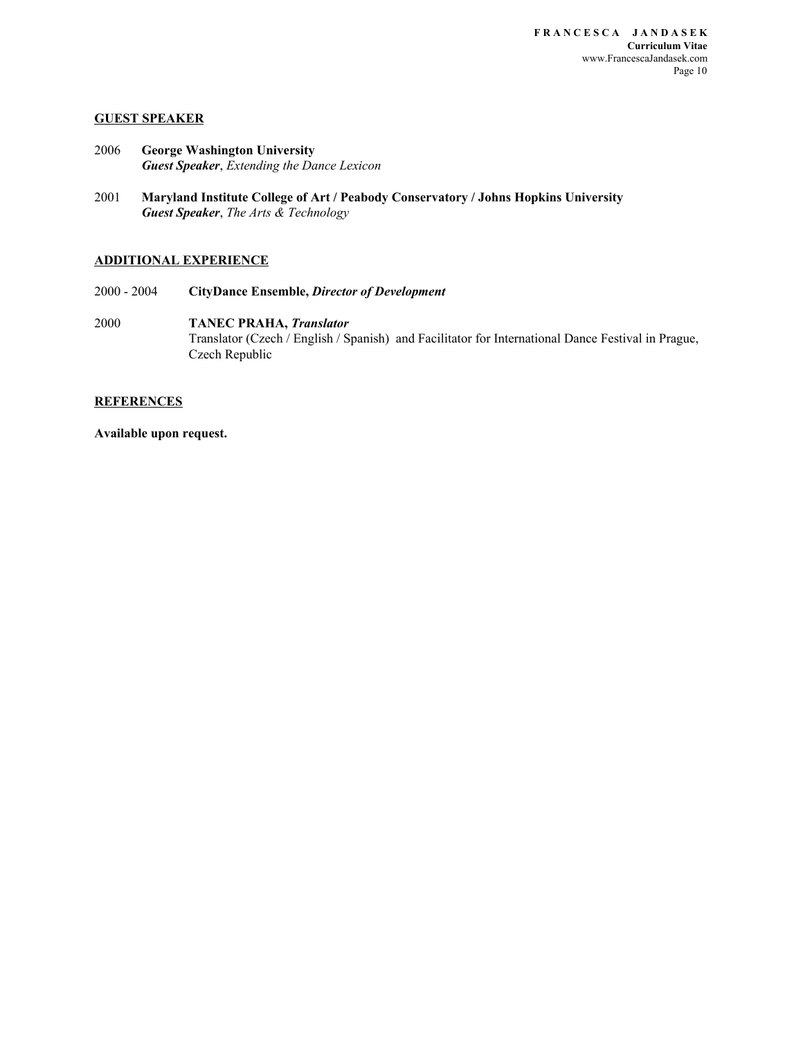## GUEST SPEAKER

2006 **George Washington University**
***Guest Speaker***, *Extending the Dance Lexicon*

2001 **Maryland Institute College of Art / Peabody Conservatory / Johns Hopkins University**
***Guest Speaker***, *The Arts & Technology*

## ADDITIONAL EXPERIENCE

2000 - 2004 **CityDance Ensemble, *Director of Development***

2000 **TANEC PRAHA, *Translator***
Translator (Czech / English / Spanish) and Facilitator for International Dance Festival in Prague, Czech Republic

## REFERENCES

**Available upon request.**